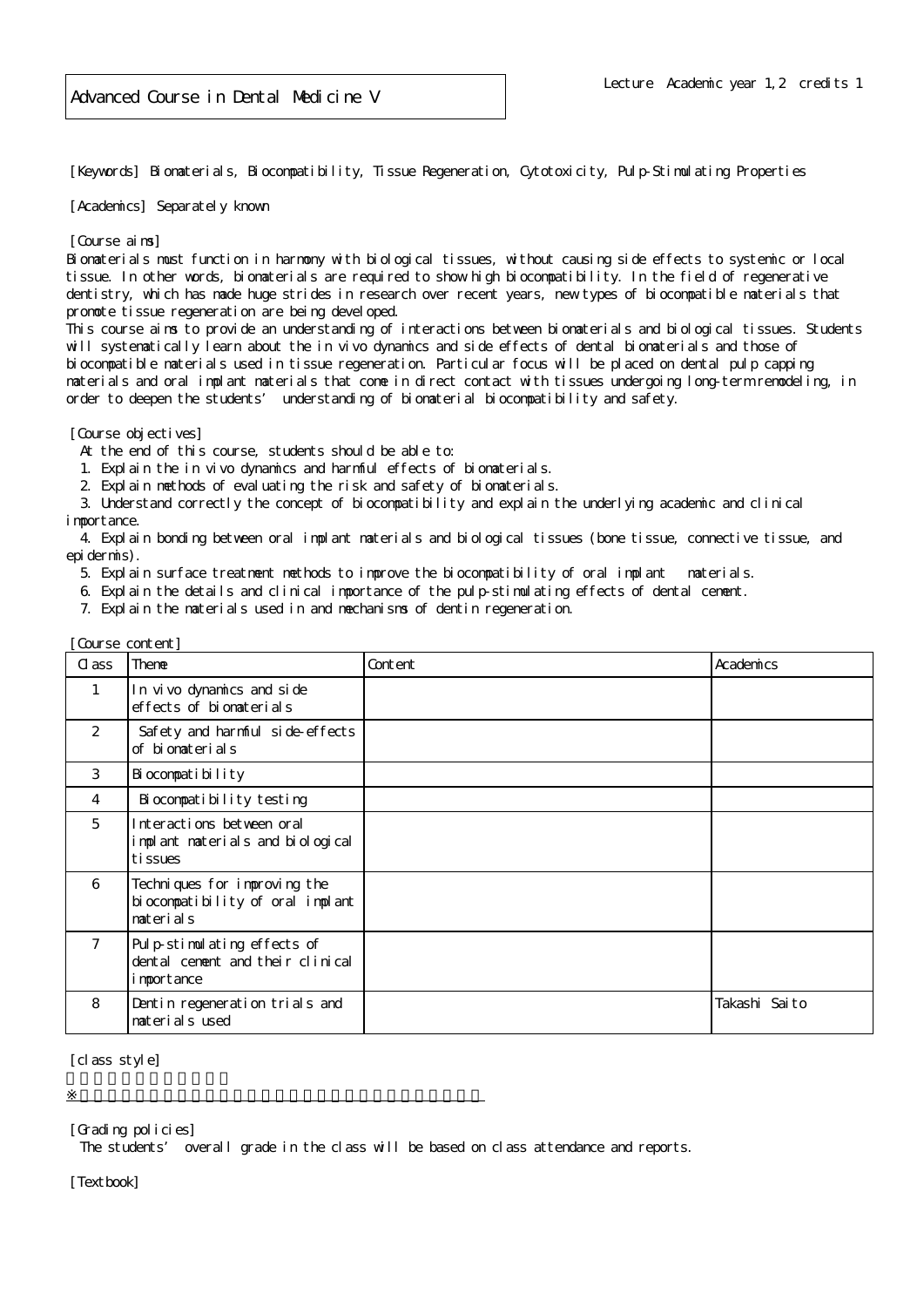# Advanced Course in Dental Medicine V

Lecture Academic year 1,2 credits 1

[Keywords] Biomaterials, Biocompatibility, Tissue Regeneration, Cytotoxicity, Pulp-Stimulating Properties

[Academics] Separately known

[Course aims]

Biomaterials must function in harmony with biological tissues, without causing side effects to systemic or local tissue. In other words, biomaterials are required to show high biocompatibility. In the field of regenerative dentistry, which has made huge strides in research over recent years, new types of biocompatible materials that promote tissue regeneration are being developed.

This course aims to provide an understanding of interactions between biomaterials and biological tissues. Students will systematically learn about the in vivo dynamics and side effects of dental biomaterials and those of biocompatible materials used in tissue regeneration. Particular focus will be placed on dental pulp capping materials and oral implant materials that come in direct contact with tissues undergoing long-term remodeling, in order to deepen the students' understanding of biomaterial biocompatibility and safety.

[Course objectives]

At the end of this course, students should be able to:

1. Explain the in vivo dynamics and harmful effects of biomaterials.
2. Explain methods of evaluating the risk and safety of biomaterials.
3. Understand correctly the concept of biocompatibility and explain the underlying academic and clinical importance.
4. Explain bonding between oral implant materials and biological tissues (bone tissue, connective tissue, and epidermis).
5. Explain surface treatment methods to improve the biocompatibility of oral implant materials.
6. Explain the details and clinical importance of the pulp-stimulating effects of dental cement.
7. Explain the materials used in and mechanisms of dentin regeneration.

[Course content]

| Class | Theme | Content | Academics |
|---|---|---|---|
| 1 | In vivo dynamics and side effects of biomaterials | | |
| 2 | Safety and harmful side-effects of biomaterials | | |
| 3 | Biocompatibility | | |
| 4 | Biocompatibility testing | | |
| 5 | Interactions between oral implant materials and biological tissues | | |
| 6 | Techniques for improving the biocompatibility of oral implant materials | | |
| 7 | Pulp-stimulating effects of dental cement and their clinical importance | | |
| 8 | Dentin regeneration trials and materials used | | Takashi Saito |

[class style]

[Grading policies]

The students' overall grade in the class will be based on class attendance and reports.

[Textbook]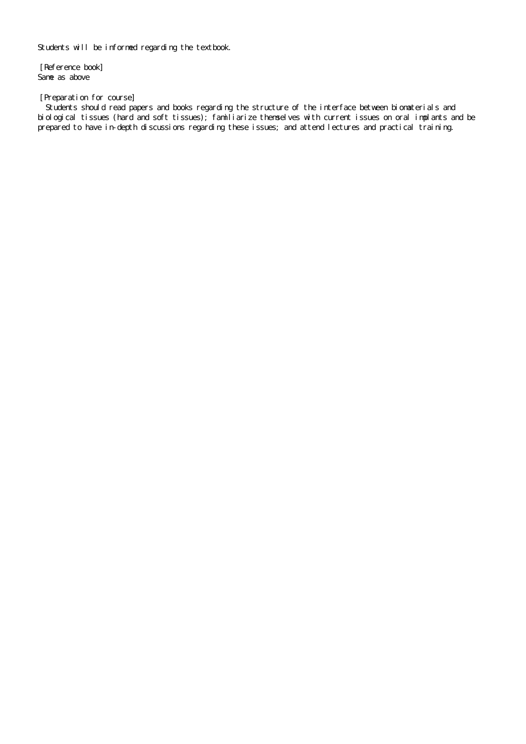Students will be informed regarding the textbook.

[Reference book]
Same as above

[Preparation for course]
Students should read papers and books regarding the structure of the interface between biomaterials and biological tissues (hard and soft tissues); familiarize themselves with current issues on oral implants and be prepared to have in-depth discussions regarding these issues; and attend lectures and practical training.